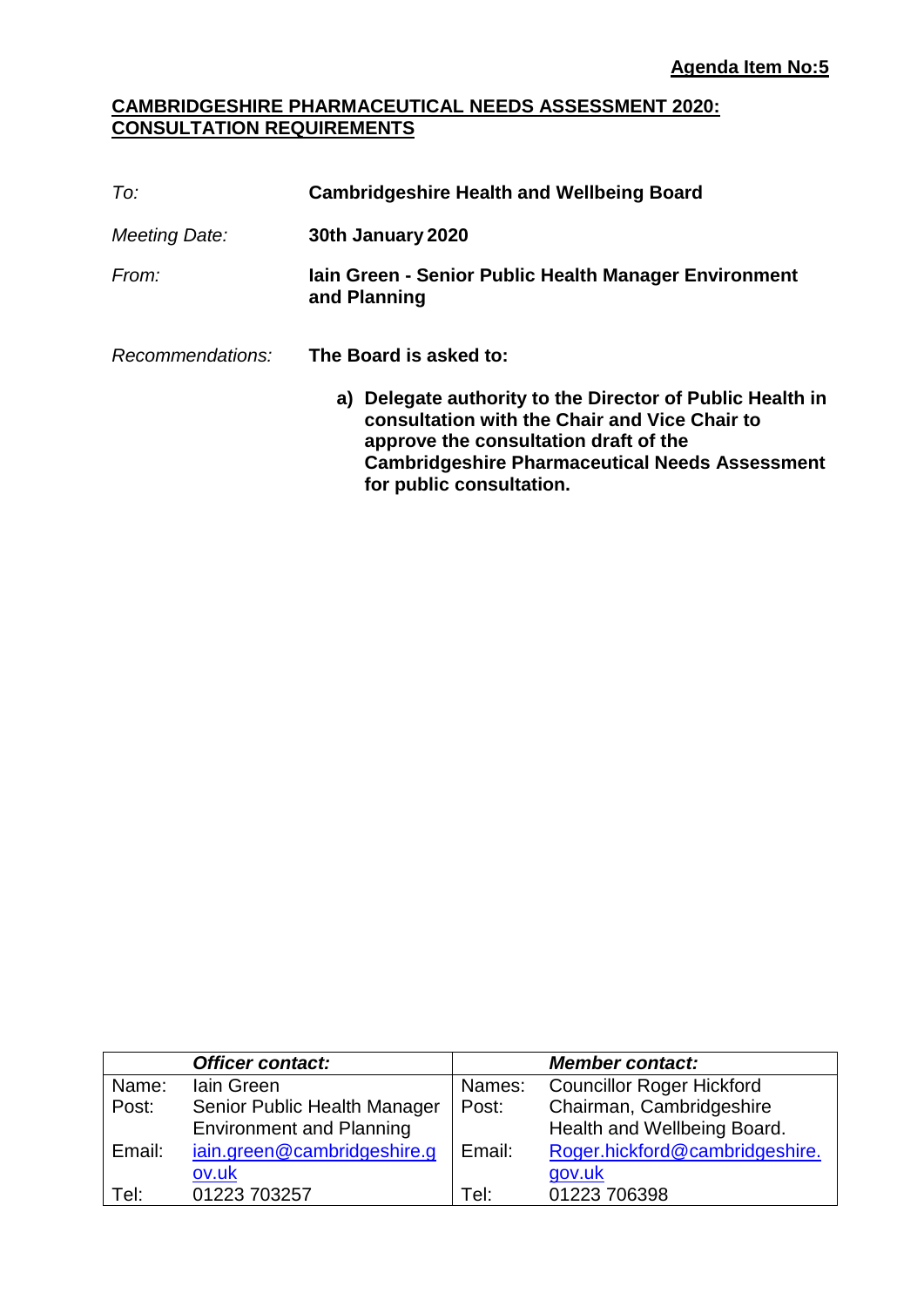**Agenda Item No:5**

# CAMBRIDGESHIRE PHARMACEUTICAL NEEDS ASSESSMENT 2020: CONSULTATION REQUIREMENTS

| | |
|---|---|
| *To:* | **Cambridgeshire Health and Wellbeing Board** |
| *Meeting Date:* | **30th January 2020** |
| *From:* | **Iain Green - Senior Public Health Manager Environment and Planning** |
| *Recommendations:* | **The Board is asked to:** |

**a) Delegate authority to the Director of Public Health in consultation with the Chair and Vice Chair to approve the consultation draft of the Cambridgeshire Pharmaceutical Needs Assessment for public consultation.**

| | *Officer contact:* | | *Member contact:* |
|---|---|---|---|
| Name: | Iain Green | Names: | Councillor Roger Hickford |
| Post: | Senior Public Health Manager Environment and Planning | Post: | Chairman, Cambridgeshire Health and Wellbeing Board. |
| Email: | iain.green@cambridgeshire.gov.uk | Email: | Roger.hickford@cambridgeshire.gov.uk |
| Tel: | 01223 703257 | Tel: | 01223 706398 |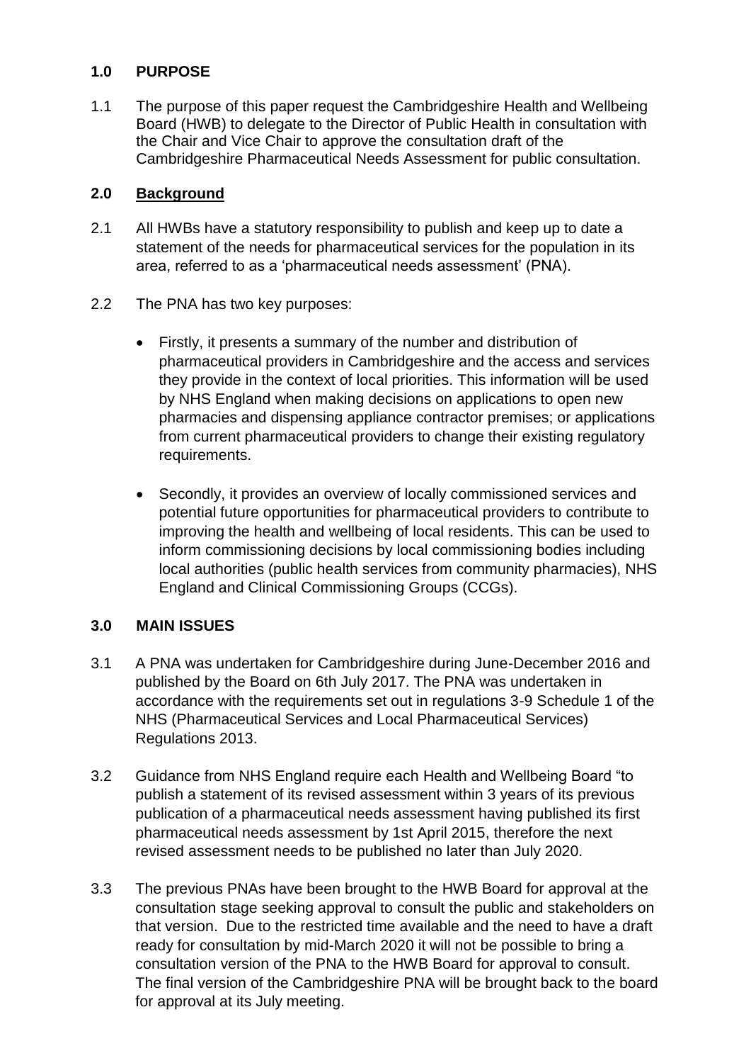## 1.0 PURPOSE

1.1 The purpose of this paper request the Cambridgeshire Health and Wellbeing Board (HWB) to delegate to the Director of Public Health in consultation with the Chair and Vice Chair to approve the consultation draft of the Cambridgeshire Pharmaceutical Needs Assessment for public consultation.

## 2.0 Background

2.1 All HWBs have a statutory responsibility to publish and keep up to date a statement of the needs for pharmaceutical services for the population in its area, referred to as a 'pharmaceutical needs assessment' (PNA).

2.2 The PNA has two key purposes:

- Firstly, it presents a summary of the number and distribution of pharmaceutical providers in Cambridgeshire and the access and services they provide in the context of local priorities. This information will be used by NHS England when making decisions on applications to open new pharmacies and dispensing appliance contractor premises; or applications from current pharmaceutical providers to change their existing regulatory requirements.
- Secondly, it provides an overview of locally commissioned services and potential future opportunities for pharmaceutical providers to contribute to improving the health and wellbeing of local residents. This can be used to inform commissioning decisions by local commissioning bodies including local authorities (public health services from community pharmacies), NHS England and Clinical Commissioning Groups (CCGs).

## 3.0 MAIN ISSUES

3.1 A PNA was undertaken for Cambridgeshire during June-December 2016 and published by the Board on 6th July 2017. The PNA was undertaken in accordance with the requirements set out in regulations 3-9 Schedule 1 of the NHS (Pharmaceutical Services and Local Pharmaceutical Services) Regulations 2013.

3.2 Guidance from NHS England require each Health and Wellbeing Board "to publish a statement of its revised assessment within 3 years of its previous publication of a pharmaceutical needs assessment having published its first pharmaceutical needs assessment by 1st April 2015, therefore the next revised assessment needs to be published no later than July 2020.

3.3 The previous PNAs have been brought to the HWB Board for approval at the consultation stage seeking approval to consult the public and stakeholders on that version. Due to the restricted time available and the need to have a draft ready for consultation by mid-March 2020 it will not be possible to bring a consultation version of the PNA to the HWB Board for approval to consult. The final version of the Cambridgeshire PNA will be brought back to the board for approval at its July meeting.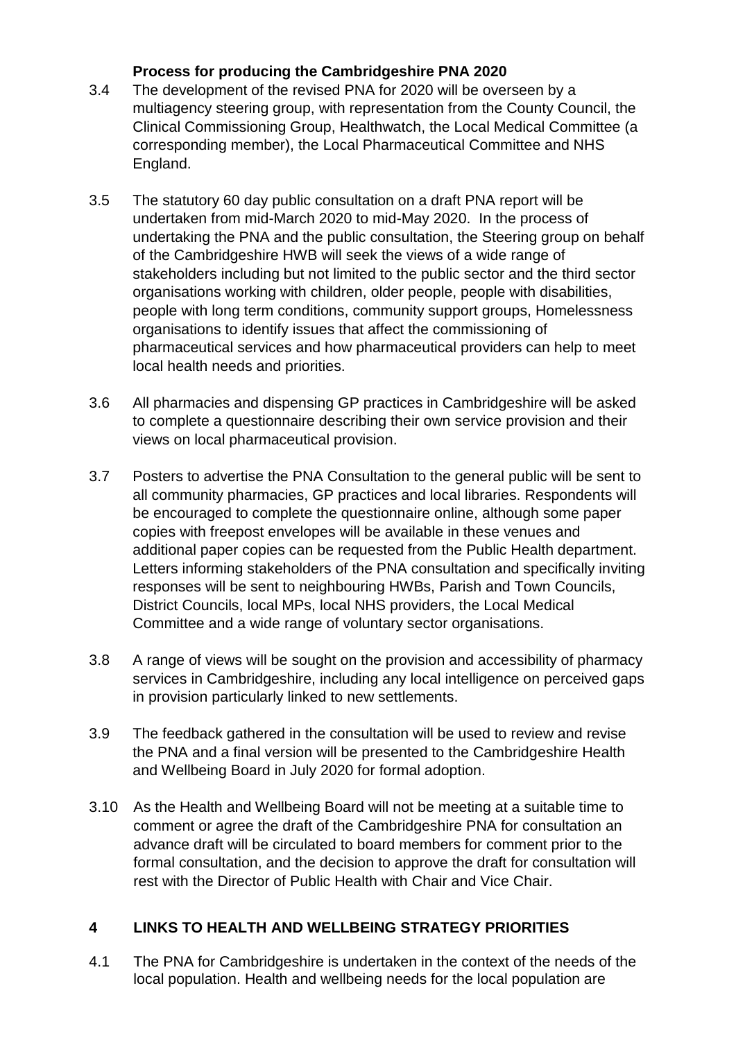**Process for producing the Cambridgeshire PNA 2020**

3.4 The development of the revised PNA for 2020 will be overseen by a multiagency steering group, with representation from the County Council, the Clinical Commissioning Group, Healthwatch, the Local Medical Committee (a corresponding member), the Local Pharmaceutical Committee and NHS England.

3.5 The statutory 60 day public consultation on a draft PNA report will be undertaken from mid-March 2020 to mid-May 2020. In the process of undertaking the PNA and the public consultation, the Steering group on behalf of the Cambridgeshire HWB will seek the views of a wide range of stakeholders including but not limited to the public sector and the third sector organisations working with children, older people, people with disabilities, people with long term conditions, community support groups, Homelessness organisations to identify issues that affect the commissioning of pharmaceutical services and how pharmaceutical providers can help to meet local health needs and priorities.

3.6 All pharmacies and dispensing GP practices in Cambridgeshire will be asked to complete a questionnaire describing their own service provision and their views on local pharmaceutical provision.

3.7 Posters to advertise the PNA Consultation to the general public will be sent to all community pharmacies, GP practices and local libraries. Respondents will be encouraged to complete the questionnaire online, although some paper copies with freepost envelopes will be available in these venues and additional paper copies can be requested from the Public Health department. Letters informing stakeholders of the PNA consultation and specifically inviting responses will be sent to neighbouring HWBs, Parish and Town Councils, District Councils, local MPs, local NHS providers, the Local Medical Committee and a wide range of voluntary sector organisations.

3.8 A range of views will be sought on the provision and accessibility of pharmacy services in Cambridgeshire, including any local intelligence on perceived gaps in provision particularly linked to new settlements.

3.9 The feedback gathered in the consultation will be used to review and revise the PNA and a final version will be presented to the Cambridgeshire Health and Wellbeing Board in July 2020 for formal adoption.

3.10 As the Health and Wellbeing Board will not be meeting at a suitable time to comment or agree the draft of the Cambridgeshire PNA for consultation an advance draft will be circulated to board members for comment prior to the formal consultation, and the decision to approve the draft for consultation will rest with the Director of Public Health with Chair and Vice Chair.

## 4 LINKS TO HEALTH AND WELLBEING STRATEGY PRIORITIES

4.1 The PNA for Cambridgeshire is undertaken in the context of the needs of the local population. Health and wellbeing needs for the local population are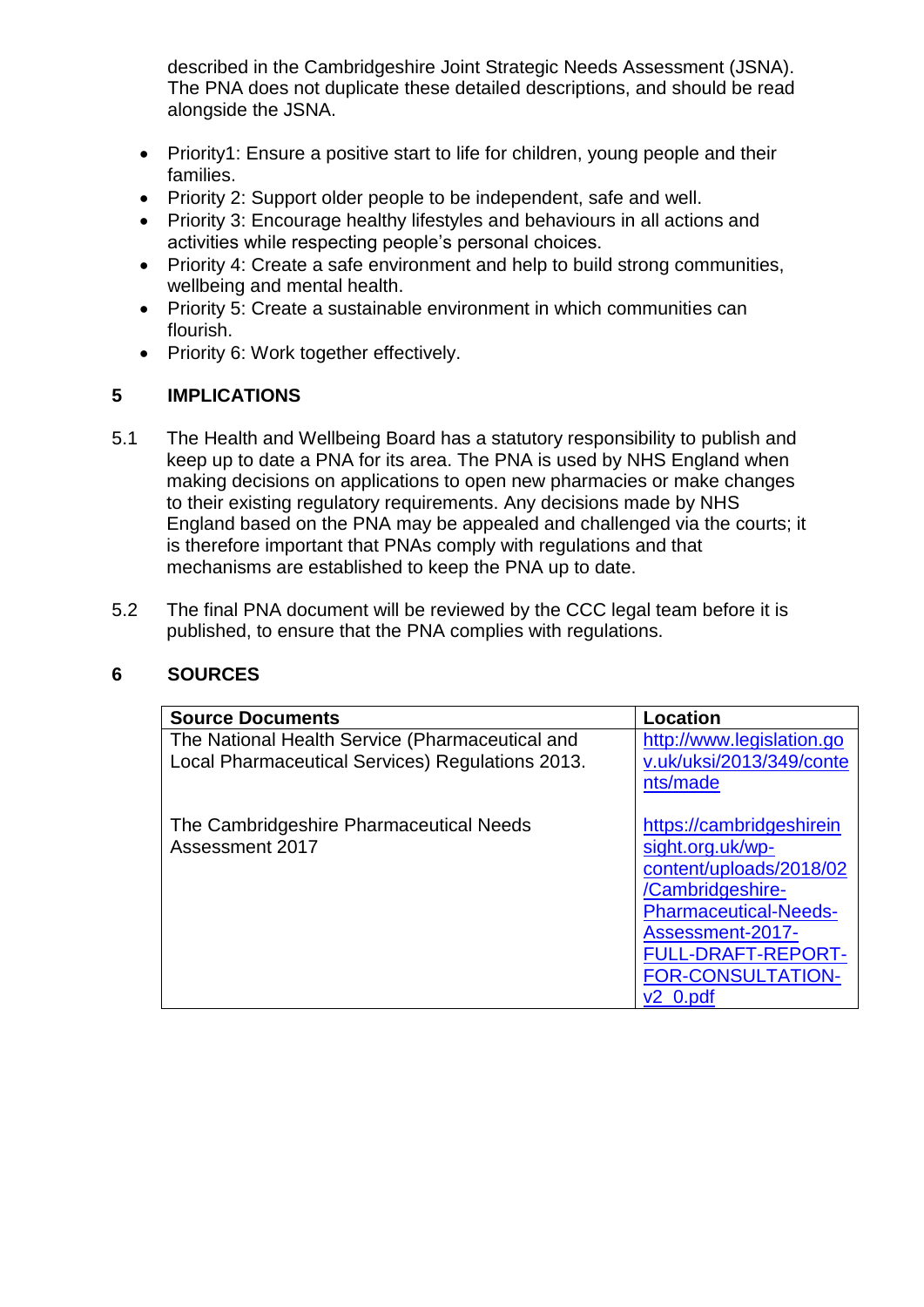described in the Cambridgeshire Joint Strategic Needs Assessment (JSNA). The PNA does not duplicate these detailed descriptions, and should be read alongside the JSNA.

- Priority1: Ensure a positive start to life for children, young people and their families.
- Priority 2: Support older people to be independent, safe and well.
- Priority 3: Encourage healthy lifestyles and behaviours in all actions and activities while respecting people's personal choices.
- Priority 4: Create a safe environment and help to build strong communities, wellbeing and mental health.
- Priority 5: Create a sustainable environment in which communities can flourish.
- Priority 6: Work together effectively.

## 5 IMPLICATIONS

5.1 The Health and Wellbeing Board has a statutory responsibility to publish and keep up to date a PNA for its area. The PNA is used by NHS England when making decisions on applications to open new pharmacies or make changes to their existing regulatory requirements. Any decisions made by NHS England based on the PNA may be appealed and challenged via the courts; it is therefore important that PNAs comply with regulations and that mechanisms are established to keep the PNA up to date.

5.2 The final PNA document will be reviewed by the CCC legal team before it is published, to ensure that the PNA complies with regulations.

## 6 SOURCES

| Source Documents | Location |
|---|---|
| The National Health Service (Pharmaceutical and Local Pharmaceutical Services) Regulations 2013. | http://www.legislation.gov.uk/uksi/2013/349/contents/made |
| The Cambridgeshire Pharmaceutical Needs Assessment 2017 | https://cambridgeshireinsight.org.uk/wp-content/uploads/2018/02/Cambridgeshire-Pharmaceutical-Needs-Assessment-2017-FULL-DRAFT-REPORT-FOR-CONSULTATION-v2_0.pdf |